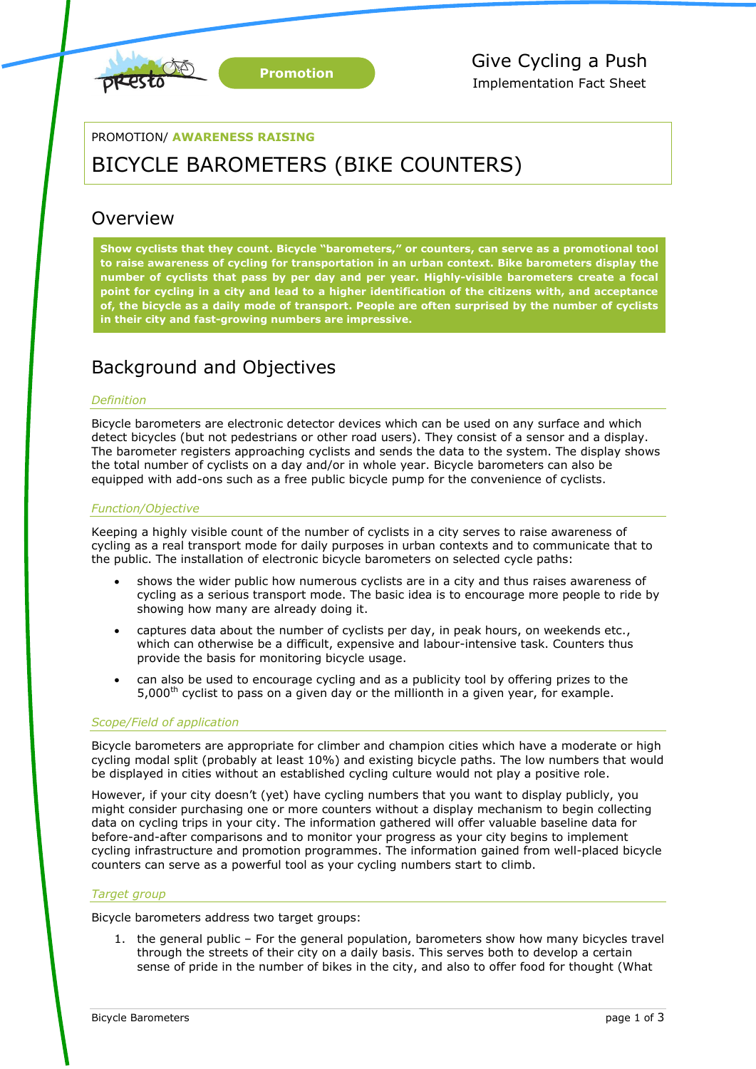Promotion

Give Cycling a Push
Implementation Fact Sheet

PROMOTION/ **AWARENESS RAISING**

# BICYCLE BAROMETERS (BIKE COUNTERS)

## Overview

**Show cyclists that they count. Bicycle "barometers," or counters, can serve as a promotional tool to raise awareness of cycling for transportation in an urban context. Bike barometers display the number of cyclists that pass by per day and per year. Highly-visible barometers create a focal point for cycling in a city and lead to a higher identification of the citizens with, and acceptance of, the bicycle as a daily mode of transport. People are often surprised by the number of cyclists in their city and fast-growing numbers are impressive.**

## Background and Objectives

### *Definition*

Bicycle barometers are electronic detector devices which can be used on any surface and which detect bicycles (but not pedestrians or other road users). They consist of a sensor and a display. The barometer registers approaching cyclists and sends the data to the system. The display shows the total number of cyclists on a day and/or in whole year. Bicycle barometers can also be equipped with add-ons such as a free public bicycle pump for the convenience of cyclists.

### *Function/Objective*

Keeping a highly visible count of the number of cyclists in a city serves to raise awareness of cycling as a real transport mode for daily purposes in urban contexts and to communicate that to the public. The installation of electronic bicycle barometers on selected cycle paths:

- shows the wider public how numerous cyclists are in a city and thus raises awareness of cycling as a serious transport mode. The basic idea is to encourage more people to ride by showing how many are already doing it.
- captures data about the number of cyclists per day, in peak hours, on weekends etc., which can otherwise be a difficult, expensive and labour-intensive task. Counters thus provide the basis for monitoring bicycle usage.
- can also be used to encourage cycling and as a publicity tool by offering prizes to the 5,000th cyclist to pass on a given day or the millionth in a given year, for example.

### *Scope/Field of application*

Bicycle barometers are appropriate for climber and champion cities which have a moderate or high cycling modal split (probably at least 10%) and existing bicycle paths. The low numbers that would be displayed in cities without an established cycling culture would not play a positive role.

However, if your city doesn't (yet) have cycling numbers that you want to display publicly, you might consider purchasing one or more counters without a display mechanism to begin collecting data on cycling trips in your city. The information gathered will offer valuable baseline data for before-and-after comparisons and to monitor your progress as your city begins to implement cycling infrastructure and promotion programmes. The information gained from well-placed bicycle counters can serve as a powerful tool as your cycling numbers start to climb.

### *Target group*

Bicycle barometers address two target groups:

1. the general public – For the general population, barometers show how many bicycles travel through the streets of their city on a daily basis. This serves both to develop a certain sense of pride in the number of bikes in the city, and also to offer food for thought (What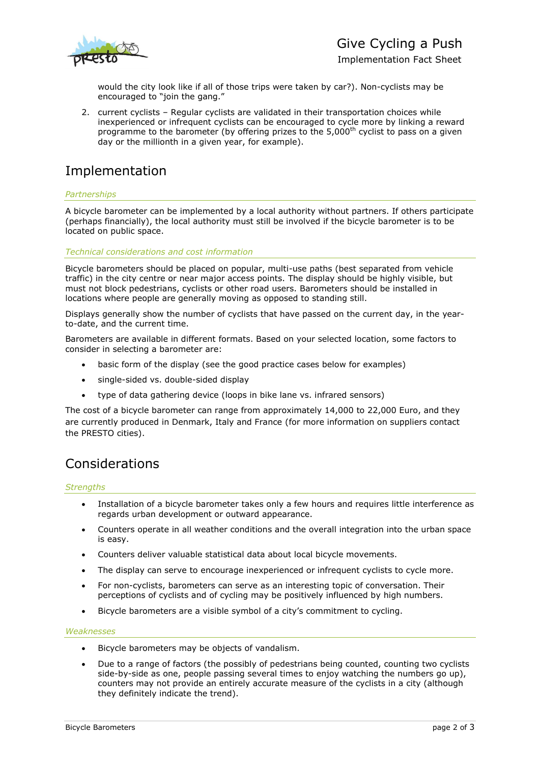would the city look like if all of those trips were taken by car?). Non-cyclists may be encouraged to "join the gang."

2. current cyclists – Regular cyclists are validated in their transportation choices while inexperienced or infrequent cyclists can be encouraged to cycle more by linking a reward programme to the barometer (by offering prizes to the 5,000th cyclist to pass on a given day or the millionth in a given year, for example).

# Implementation

*Partnerships*

A bicycle barometer can be implemented by a local authority without partners. If others participate (perhaps financially), the local authority must still be involved if the bicycle barometer is to be located on public space.

*Technical considerations and cost information*

Bicycle barometers should be placed on popular, multi-use paths (best separated from vehicle traffic) in the city centre or near major access points. The display should be highly visible, but must not block pedestrians, cyclists or other road users. Barometers should be installed in locations where people are generally moving as opposed to standing still.

Displays generally show the number of cyclists that have passed on the current day, in the year-to-date, and the current time.

Barometers are available in different formats. Based on your selected location, some factors to consider in selecting a barometer are:

- basic form of the display (see the good practice cases below for examples)
- single-sided vs. double-sided display
- type of data gathering device (loops in bike lane vs. infrared sensors)

The cost of a bicycle barometer can range from approximately 14,000 to 22,000 Euro, and they are currently produced in Denmark, Italy and France (for more information on suppliers contact the PRESTO cities).

# Considerations

*Strengths*

- Installation of a bicycle barometer takes only a few hours and requires little interference as regards urban development or outward appearance.
- Counters operate in all weather conditions and the overall integration into the urban space is easy.
- Counters deliver valuable statistical data about local bicycle movements.
- The display can serve to encourage inexperienced or infrequent cyclists to cycle more.
- For non-cyclists, barometers can serve as an interesting topic of conversation. Their perceptions of cyclists and of cycling may be positively influenced by high numbers.
- Bicycle barometers are a visible symbol of a city's commitment to cycling.

*Weaknesses*

- Bicycle barometers may be objects of vandalism.
- Due to a range of factors (the possibly of pedestrians being counted, counting two cyclists side-by-side as one, people passing several times to enjoy watching the numbers go up), counters may not provide an entirely accurate measure of the cyclists in a city (although they definitely indicate the trend).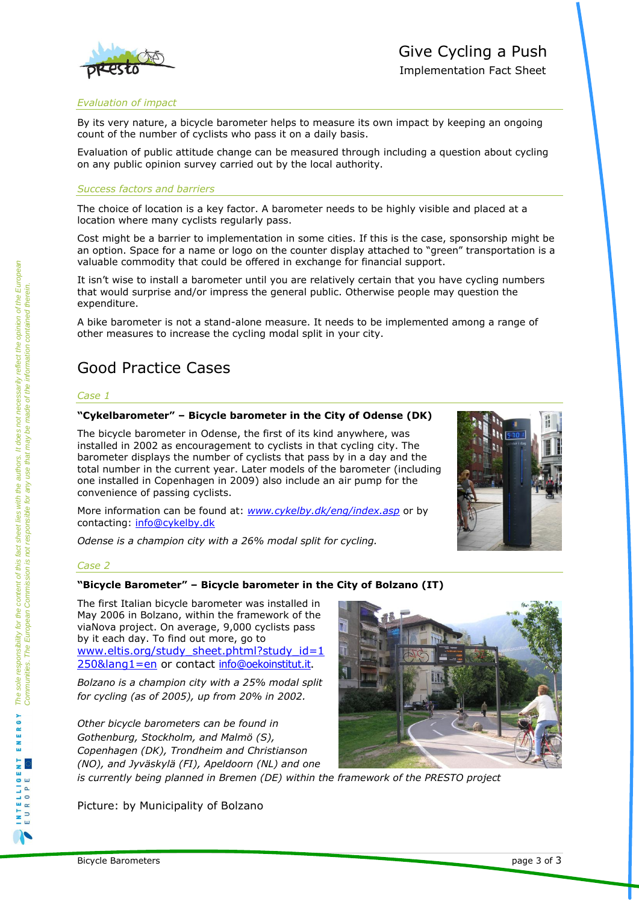*Evaluation of impact*

By its very nature, a bicycle barometer helps to measure its own impact by keeping an ongoing count of the number of cyclists who pass it on a daily basis.

Evaluation of public attitude change can be measured through including a question about cycling on any public opinion survey carried out by the local authority.

*Success factors and barriers*

The choice of location is a key factor. A barometer needs to be highly visible and placed at a location where many cyclists regularly pass.

Cost might be a barrier to implementation in some cities. If this is the case, sponsorship might be an option. Space for a name or logo on the counter display attached to "green" transportation is a valuable commodity that could be offered in exchange for financial support.

It isn't wise to install a barometer until you are relatively certain that you have cycling numbers that would surprise and/or impress the general public. Otherwise people may question the expenditure.

A bike barometer is not a stand-alone measure. It needs to be implemented among a range of other measures to increase the cycling modal split in your city.

# Good Practice Cases

*Case 1*

**"Cykelbarometer" – Bicycle barometer in the City of Odense (DK)**

The bicycle barometer in Odense, the first of its kind anywhere, was installed in 2002 as encouragement to cyclists in that cycling city. The barometer displays the number of cyclists that pass by in a day and the total number in the current year. Later models of the barometer (including one installed in Copenhagen in 2009) also include an air pump for the convenience of passing cyclists.

More information can be found at: *www.cykelby.dk/eng/index.asp* or by contacting: info@cykelby.dk

*Odense is a champion city with a 26% modal split for cycling.*

*Case 2*

**"Bicycle Barometer" – Bicycle barometer in the City of Bolzano (IT)**

The first Italian bicycle barometer was installed in May 2006 in Bolzano, within the framework of the viaNova project. On average, 9,000 cyclists pass by it each day. To find out more, go to www.eltis.org/study_sheet.phtml?study_id=1250&lang1=en or contact info@oekoinstitut.it.

*Bolzano is a champion city with a 25% modal split for cycling (as of 2005), up from 20% in 2002.*

*Other bicycle barometers can be found in Gothenburg, Stockholm, and Malmö (S), Copenhagen (DK), Trondheim and Christianson (NO), and Jyväskylä (FI), Apeldoorn (NL) and one is currently being planned in Bremen (DE) within the framework of the PRESTO project*

Picture: by Municipality of Bolzano